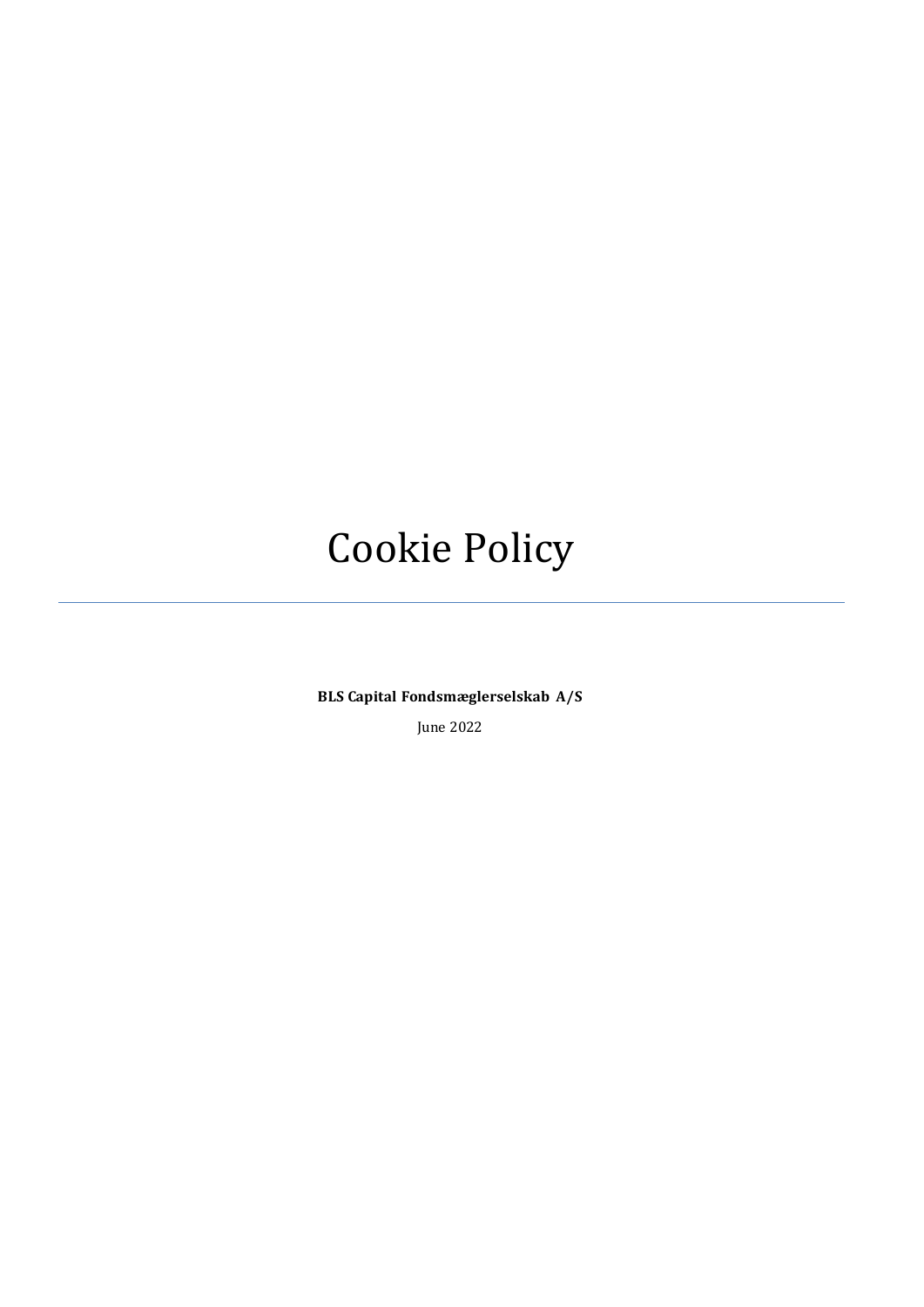# Cookie Policy

---

**BLS Capital Fondsmæglerselskab A/S**

June 2022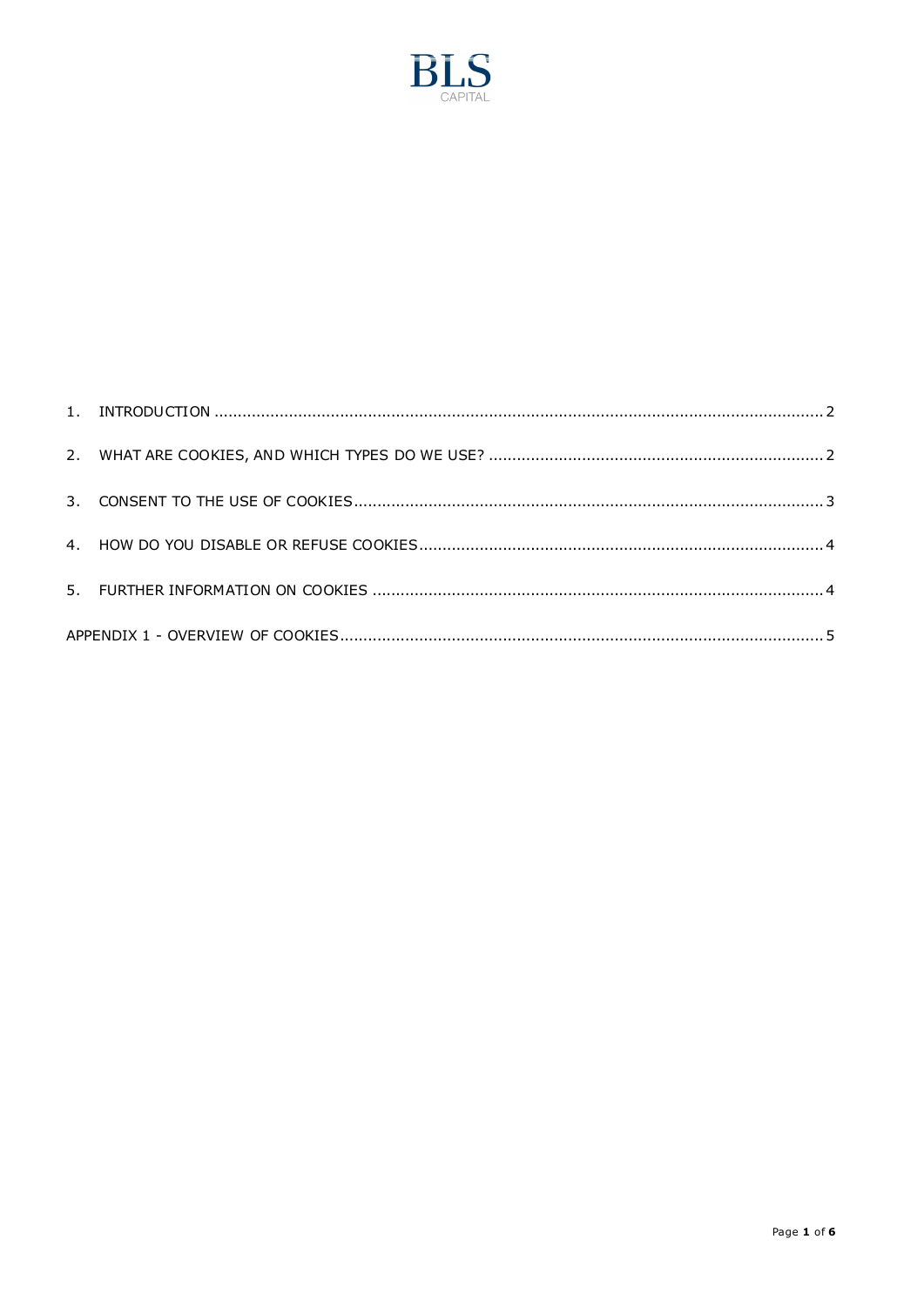BLS
CAPITAL

1. INTRODUCTION .................................................................................................................................. 2

2. WHAT ARE COOKIES, AND WHICH TYPES DO WE USE? ....................................................................... 2

3. CONSENT TO THE USE OF COOKIES ................................................................................................... 3

4. HOW DO YOU DISABLE OR REFUSE COOKIES ...................................................................................... 4

5. FURTHER INFORMATION ON COOKIES ................................................................................................ 4

APPENDIX 1 - OVERVIEW OF COOKIES ...................................................................................................... 5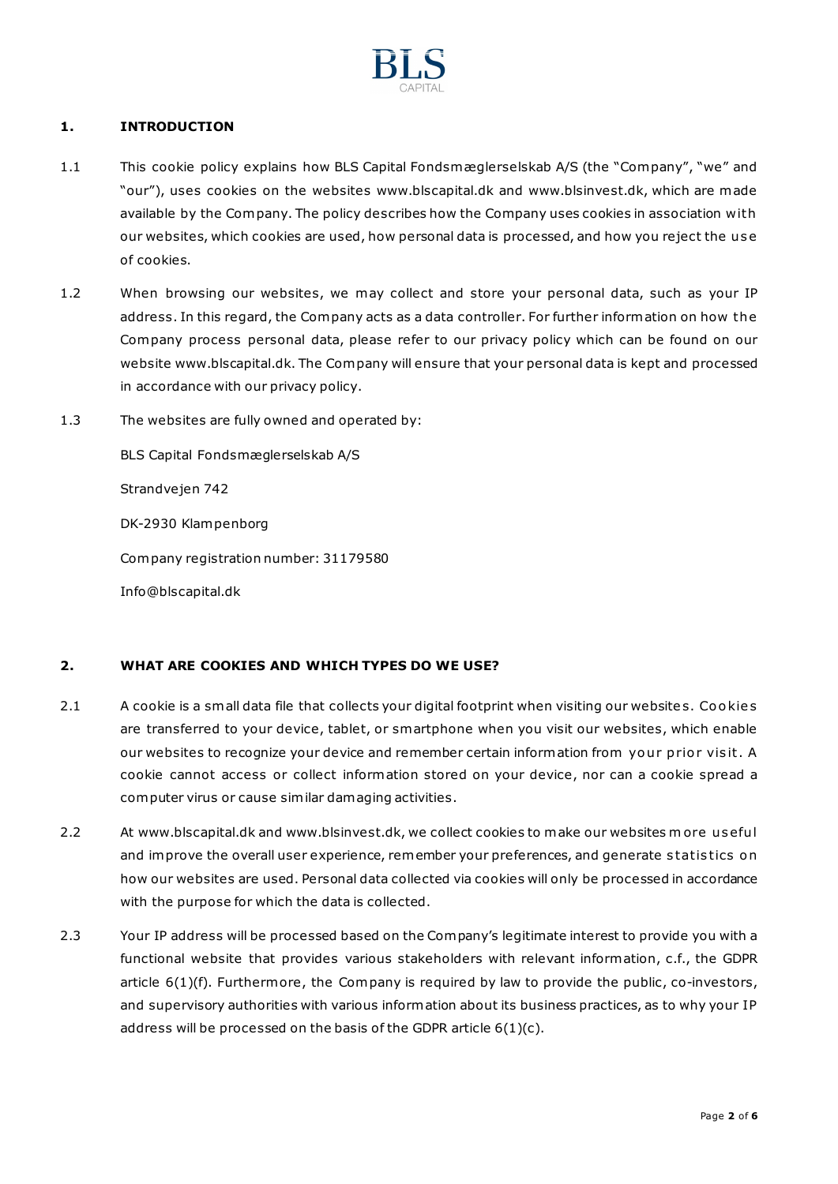## 1. INTRODUCTION

1.1 This cookie policy explains how BLS Capital Fondsmæglerselskab A/S (the "Company", "we" and "our"), uses cookies on the websites www.blscapital.dk and www.blsinvest.dk, which are made available by the Company. The policy describes how the Company uses cookies in association with our websites, which cookies are used, how personal data is processed, and how you reject the use of cookies.

1.2 When browsing our websites, we may collect and store your personal data, such as your IP address. In this regard, the Company acts as a data controller. For further information on how the Company process personal data, please refer to our privacy policy which can be found on our website www.blscapital.dk. The Company will ensure that your personal data is kept and processed in accordance with our privacy policy.

1.3 The websites are fully owned and operated by:

BLS Capital Fondsmæglerselskab A/S

Strandvejen 742

DK-2930 Klampenborg

Company registration number: 31179580

Info@blscapital.dk

## 2. WHAT ARE COOKIES AND WHICH TYPES DO WE USE?

2.1 A cookie is a small data file that collects your digital footprint when visiting our websites. Cookies are transferred to your device, tablet, or smartphone when you visit our websites, which enable our websites to recognize your device and remember certain information from your prior visit. A cookie cannot access or collect information stored on your device, nor can a cookie spread a computer virus or cause similar damaging activities.

2.2 At www.blscapital.dk and www.blsinvest.dk, we collect cookies to make our websites more useful and improve the overall user experience, remember your preferences, and generate statistics on how our websites are used. Personal data collected via cookies will only be processed in accordance with the purpose for which the data is collected.

2.3 Your IP address will be processed based on the Company's legitimate interest to provide you with a functional website that provides various stakeholders with relevant information, c.f., the GDPR article 6(1)(f). Furthermore, the Company is required by law to provide the public, co-investors, and supervisory authorities with various information about its business practices, as to why your IP address will be processed on the basis of the GDPR article 6(1)(c).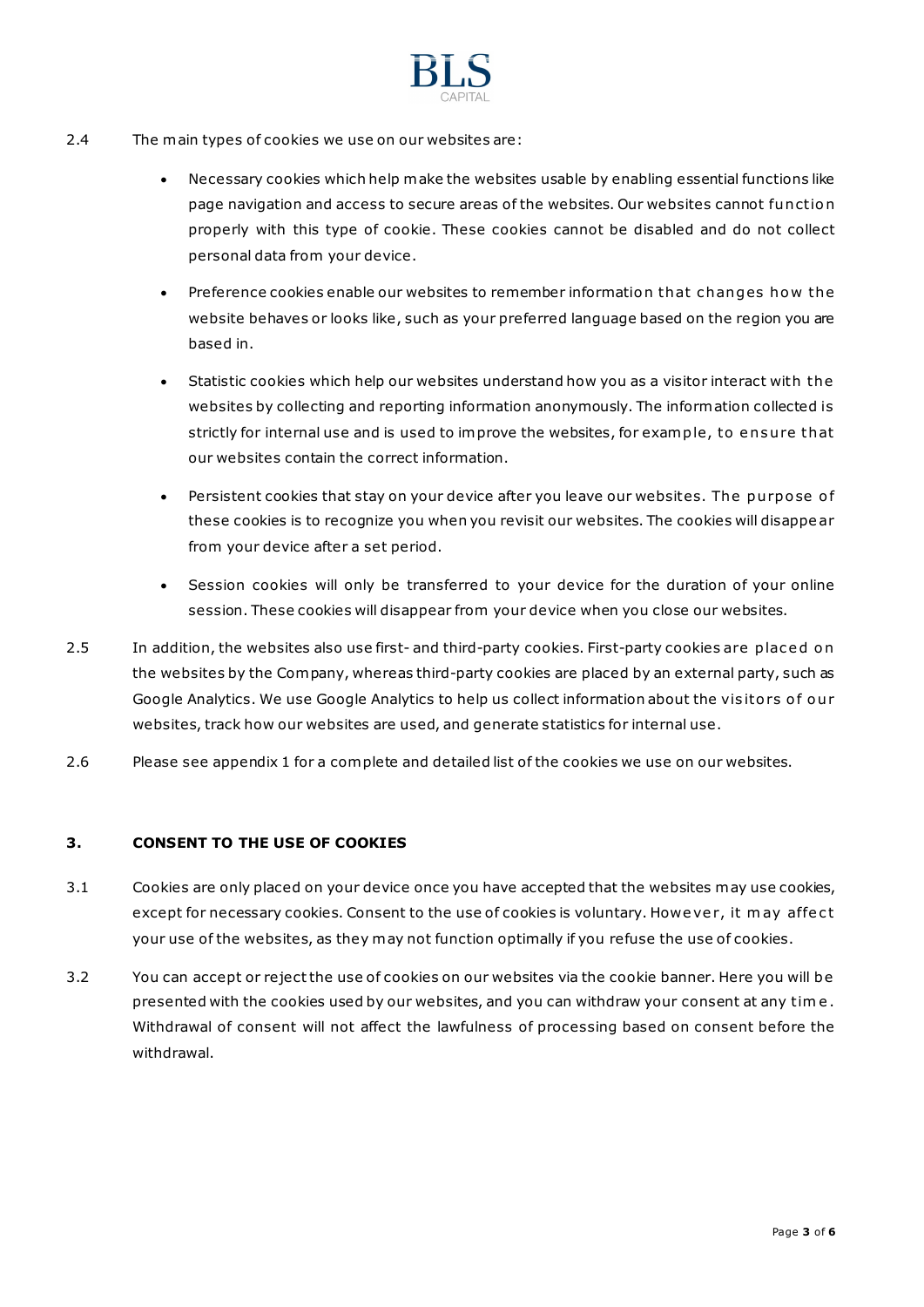2.4 The main types of cookies we use on our websites are:

- Necessary cookies which help make the websites usable by enabling essential functions like page navigation and access to secure areas of the websites. Our websites cannot function properly with this type of cookie. These cookies cannot be disabled and do not collect personal data from your device.
- Preference cookies enable our websites to remember information that changes how the website behaves or looks like, such as your preferred language based on the region you are based in.
- Statistic cookies which help our websites understand how you as a visitor interact with the websites by collecting and reporting information anonymously. The information collected is strictly for internal use and is used to improve the websites, for example, to ensure that our websites contain the correct information.
- Persistent cookies that stay on your device after you leave our websites. The purpose of these cookies is to recognize you when you revisit our websites. The cookies will disappear from your device after a set period.
- Session cookies will only be transferred to your device for the duration of your online session. These cookies will disappear from your device when you close our websites.

2.5 In addition, the websites also use first- and third-party cookies. First-party cookies are placed on the websites by the Company, whereas third-party cookies are placed by an external party, such as Google Analytics. We use Google Analytics to help us collect information about the visitors of our websites, track how our websites are used, and generate statistics for internal use.

2.6 Please see appendix 1 for a complete and detailed list of the cookies we use on our websites.

## 3. CONSENT TO THE USE OF COOKIES

3.1 Cookies are only placed on your device once you have accepted that the websites may use cookies, except for necessary cookies. Consent to the use of cookies is voluntary. However, it may affect your use of the websites, as they may not function optimally if you refuse the use of cookies.

3.2 You can accept or reject the use of cookies on our websites via the cookie banner. Here you will be presented with the cookies used by our websites, and you can withdraw your consent at any time. Withdrawal of consent will not affect the lawfulness of processing based on consent before the withdrawal.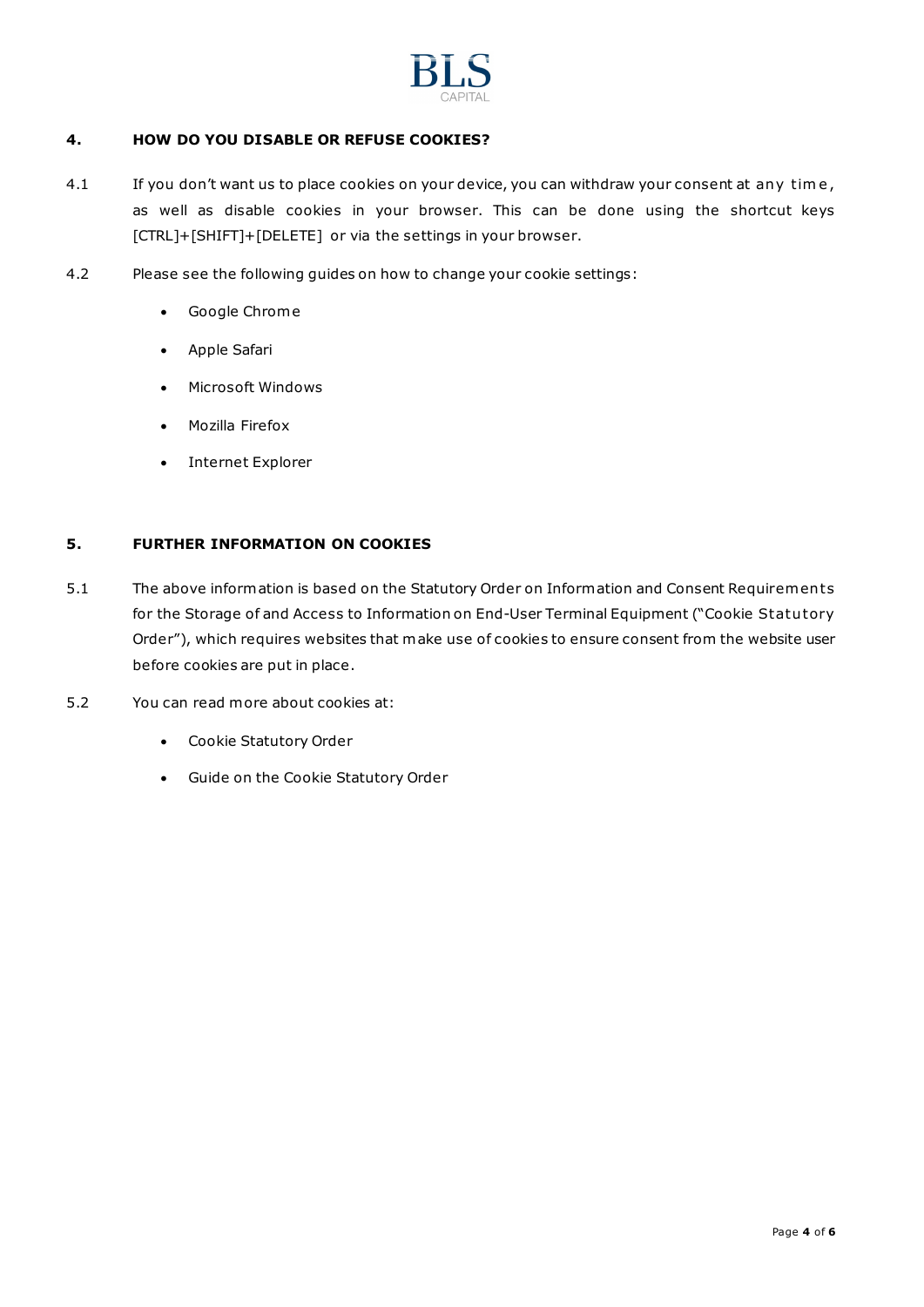## 4. HOW DO YOU DISABLE OR REFUSE COOKIES?

4.1 If you don't want us to place cookies on your device, you can withdraw your consent at any time, as well as disable cookies in your browser. This can be done using the shortcut keys [CTRL]+[SHIFT]+[DELETE] or via the settings in your browser.

4.2 Please see the following guides on how to change your cookie settings:

- Google Chrome
- Apple Safari
- Microsoft Windows
- Mozilla Firefox
- Internet Explorer

## 5. FURTHER INFORMATION ON COOKIES

5.1 The above information is based on the Statutory Order on Information and Consent Requirements for the Storage of and Access to Information on End-User Terminal Equipment ("Cookie Statutory Order"), which requires websites that make use of cookies to ensure consent from the website user before cookies are put in place.

5.2 You can read more about cookies at:

- Cookie Statutory Order
- Guide on the Cookie Statutory Order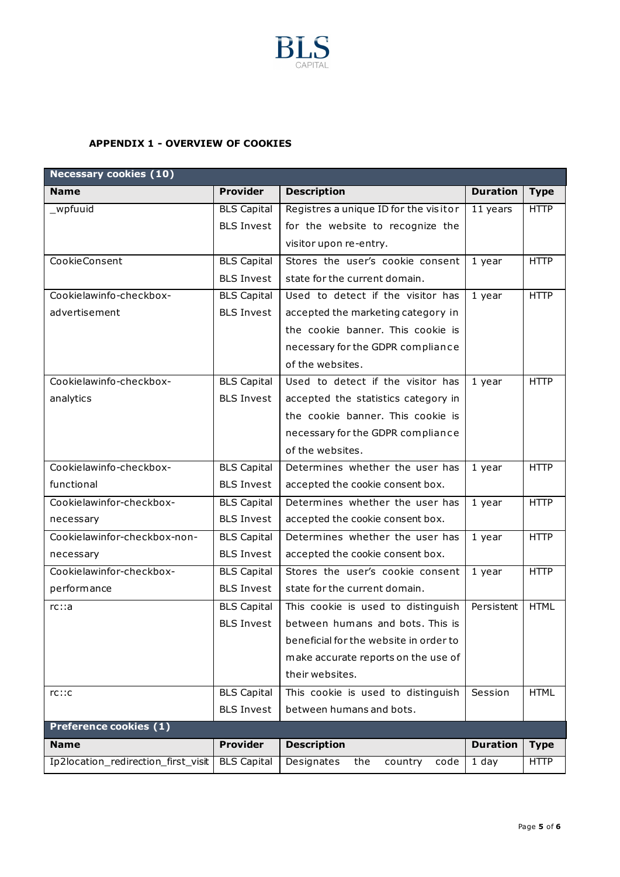**APPENDIX 1 - OVERVIEW OF COOKIES**

| **Necessary cookies (10)** | | | | |
|---|---|---|---|---|
| **Name** | **Provider** | **Description** | **Duration** | **Type** |
| _wpfuuid | BLS Capital BLS Invest | Registres a unique ID for the visitor for the website to recognize the visitor upon re-entry. | 11 years | HTTP |
| CookieConsent | BLS Capital BLS Invest | Stores the user's cookie consent state for the current domain. | 1 year | HTTP |
| Cookielawinfo-checkbox-advertisement | BLS Capital BLS Invest | Used to detect if the visitor has accepted the marketing category in the cookie banner. This cookie is necessary for the GDPR compliance of the websites. | 1 year | HTTP |
| Cookielawinfo-checkbox-analytics | BLS Capital BLS Invest | Used to detect if the visitor has accepted the statistics category in the cookie banner. This cookie is necessary for the GDPR compliance of the websites. | 1 year | HTTP |
| Cookielawinfo-checkbox-functional | BLS Capital BLS Invest | Determines whether the user has accepted the cookie consent box. | 1 year | HTTP |
| Cookielawinfor-checkbox-necessary | BLS Capital BLS Invest | Determines whether the user has accepted the cookie consent box. | 1 year | HTTP |
| Cookielawinfor-checkbox-non-necessary | BLS Capital BLS Invest | Determines whether the user has accepted the cookie consent box. | 1 year | HTTP |
| Cookielawinfor-checkbox-performance | BLS Capital BLS Invest | Stores the user's cookie consent state for the current domain. | 1 year | HTTP |
| rc::a | BLS Capital BLS Invest | This cookie is used to distinguish between humans and bots. This is beneficial for the website in order to make accurate reports on the use of their websites. | Persistent | HTML |
| rc::c | BLS Capital BLS Invest | This cookie is used to distinguish between humans and bots. | Session | HTML |

| **Preference cookies (1)** | | | | |
|---|---|---|---|---|
| **Name** | **Provider** | **Description** | **Duration** | **Type** |
| Ip2location_redirection_first_visit | BLS Capital | Designates the country code | 1 day | HTTP |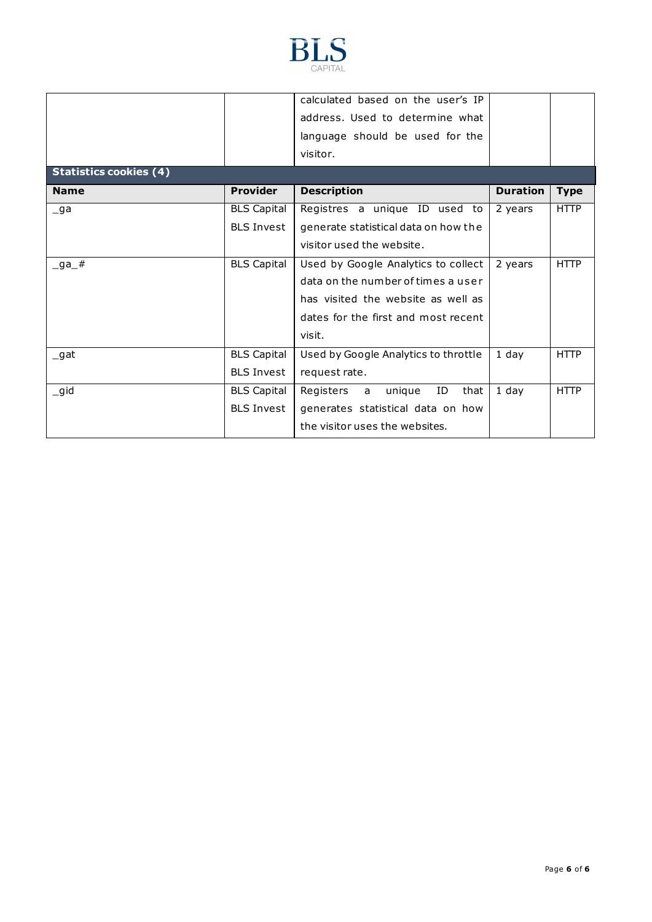| | | | | |
|---|---|---|---|---|
| | | calculated based on the user's IP address. Used to determine what language should be used for the visitor. | | |

**Statistics cookies (4)**

| Name | Provider | Description | Duration | Type |
|---|---|---|---|---|
| _ga | BLS Capital<br>BLS Invest | Registres a unique ID used to generate statistical data on how the visitor used the website. | 2 years | HTTP |
| _ga_# | BLS Capital | Used by Google Analytics to collect data on the number of times a user has visited the website as well as dates for the first and most recent visit. | 2 years | HTTP |
| _gat | BLS Capital<br>BLS Invest | Used by Google Analytics to throttle request rate. | 1 day | HTTP |
| _gid | BLS Capital<br>BLS Invest | Registers a unique ID that generates statistical data on how the visitor uses the websites. | 1 day | HTTP |